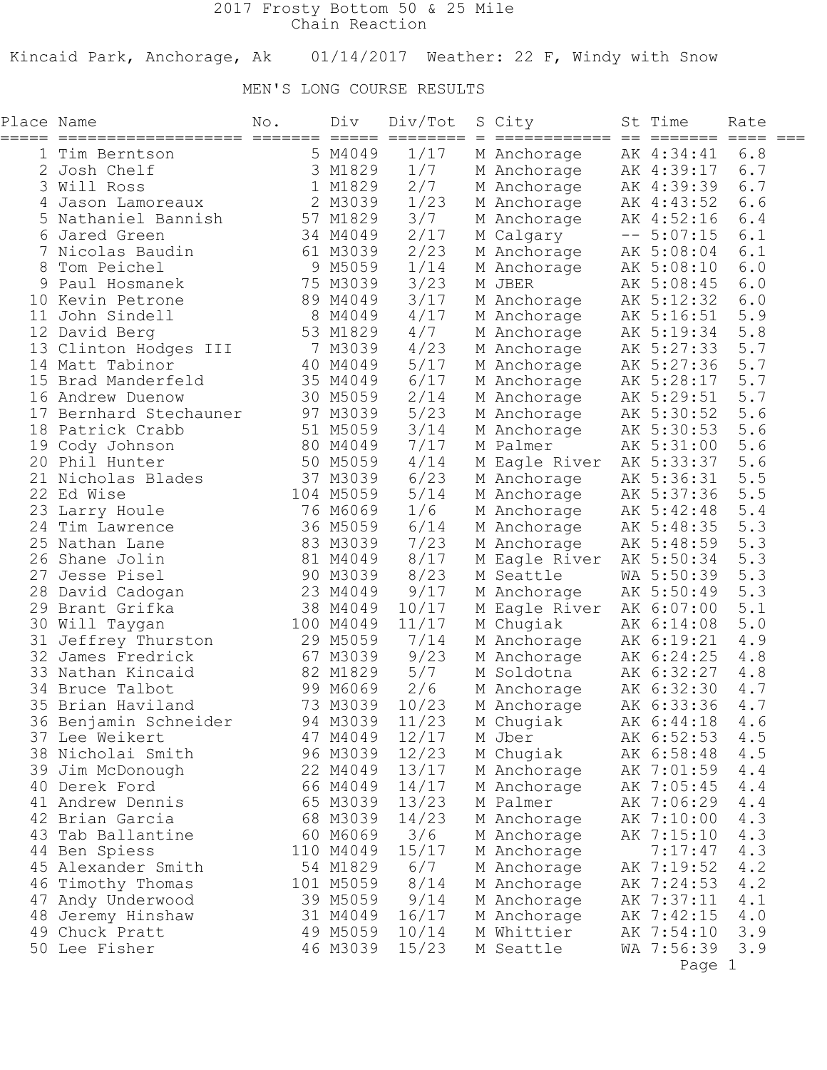# 2017 Frosty Bottom 50 & 25 Mile

Chain Reaction

Kincaid Park, Anchorage, Ak 01/14/2017 Weather: 22 F, Windy with Snow

## MEN'S LONG COURSE RESULTS

| Place | Name | No. | Div | Div/Tot | S | City | St | Time | Rate |
|---|---|---|---|---|---|---|---|---|---|
| 1 | Tim Berntson | 5 | M4049 | 1/17 | M | Anchorage | AK | 4:34:41 | 6.8 |
| 2 | Josh Chelf | 3 | M1829 | 1/7 | M | Anchorage | AK | 4:39:17 | 6.7 |
| 3 | Will Ross | 1 | M1829 | 2/7 | M | Anchorage | AK | 4:39:39 | 6.7 |
| 4 | Jason Lamoreaux | 2 | M3039 | 1/23 | M | Anchorage | AK | 4:43:52 | 6.6 |
| 5 | Nathaniel Bannish | 57 | M1829 | 3/7 | M | Anchorage | AK | 4:52:16 | 6.4 |
| 6 | Jared Green | 34 | M4049 | 2/17 | M | Calgary | -- | 5:07:15 | 6.1 |
| 7 | Nicolas Baudin | 61 | M3039 | 2/23 | M | Anchorage | AK | 5:08:04 | 6.1 |
| 8 | Tom Peichel | 9 | M5059 | 1/14 | M | Anchorage | AK | 5:08:10 | 6.0 |
| 9 | Paul Hosmanek | 75 | M3039 | 3/23 | M | JBER | AK | 5:08:45 | 6.0 |
| 10 | Kevin Petrone | 89 | M4049 | 3/17 | M | Anchorage | AK | 5:12:32 | 6.0 |
| 11 | John Sindell | 8 | M4049 | 4/17 | M | Anchorage | AK | 5:16:51 | 5.9 |
| 12 | David Berg | 53 | M1829 | 4/7 | M | Anchorage | AK | 5:19:34 | 5.8 |
| 13 | Clinton Hodges III | 7 | M3039 | 4/23 | M | Anchorage | AK | 5:27:33 | 5.7 |
| 14 | Matt Tabinor | 40 | M4049 | 5/17 | M | Anchorage | AK | 5:27:36 | 5.7 |
| 15 | Brad Manderfeld | 35 | M4049 | 6/17 | M | Anchorage | AK | 5:28:17 | 5.7 |
| 16 | Andrew Duenow | 30 | M5059 | 2/14 | M | Anchorage | AK | 5:29:51 | 5.7 |
| 17 | Bernhard Stechauner | 97 | M3039 | 5/23 | M | Anchorage | AK | 5:30:52 | 5.6 |
| 18 | Patrick Crabb | 51 | M5059 | 3/14 | M | Anchorage | AK | 5:30:53 | 5.6 |
| 19 | Cody Johnson | 80 | M4049 | 7/17 | M | Palmer | AK | 5:31:00 | 5.6 |
| 20 | Phil Hunter | 50 | M5059 | 4/14 | M | Eagle River | AK | 5:33:37 | 5.6 |
| 21 | Nicholas Blades | 37 | M3039 | 6/23 | M | Anchorage | AK | 5:36:31 | 5.5 |
| 22 | Ed Wise | 104 | M5059 | 5/14 | M | Anchorage | AK | 5:37:36 | 5.5 |
| 23 | Larry Houle | 76 | M6069 | 1/6 | M | Anchorage | AK | 5:42:48 | 5.4 |
| 24 | Tim Lawrence | 36 | M5059 | 6/14 | M | Anchorage | AK | 5:48:35 | 5.3 |
| 25 | Nathan Lane | 83 | M3039 | 7/23 | M | Anchorage | AK | 5:48:59 | 5.3 |
| 26 | Shane Jolin | 81 | M4049 | 8/17 | M | Eagle River | AK | 5:50:34 | 5.3 |
| 27 | Jesse Pisel | 90 | M3039 | 8/23 | M | Seattle | WA | 5:50:39 | 5.3 |
| 28 | David Cadogan | 23 | M4049 | 9/17 | M | Anchorage | AK | 5:50:49 | 5.3 |
| 29 | Brant Grifka | 38 | M4049 | 10/17 | M | Eagle River | AK | 6:07:00 | 5.1 |
| 30 | Will Taygan | 100 | M4049 | 11/17 | M | Chugiak | AK | 6:14:08 | 5.0 |
| 31 | Jeffrey Thurston | 29 | M5059 | 7/14 | M | Anchorage | AK | 6:19:21 | 4.9 |
| 32 | James Fredrick | 67 | M3039 | 9/23 | M | Anchorage | AK | 6:24:25 | 4.8 |
| 33 | Nathan Kincaid | 82 | M1829 | 5/7 | M | Soldotna | AK | 6:32:27 | 4.8 |
| 34 | Bruce Talbot | 99 | M6069 | 2/6 | M | Anchorage | AK | 6:32:30 | 4.7 |
| 35 | Brian Haviland | 73 | M3039 | 10/23 | M | Anchorage | AK | 6:33:36 | 4.7 |
| 36 | Benjamin Schneider | 94 | M3039 | 11/23 | M | Chugiak | AK | 6:44:18 | 4.6 |
| 37 | Lee Weikert | 47 | M4049 | 12/17 | M | Jber | AK | 6:52:53 | 4.5 |
| 38 | Nicholai Smith | 96 | M3039 | 12/23 | M | Chugiak | AK | 6:58:48 | 4.5 |
| 39 | Jim McDonough | 22 | M4049 | 13/17 | M | Anchorage | AK | 7:01:59 | 4.4 |
| 40 | Derek Ford | 66 | M4049 | 14/17 | M | Anchorage | AK | 7:05:45 | 4.4 |
| 41 | Andrew Dennis | 65 | M3039 | 13/23 | M | Palmer | AK | 7:06:29 | 4.4 |
| 42 | Brian Garcia | 68 | M3039 | 14/23 | M | Anchorage | AK | 7:10:00 | 4.3 |
| 43 | Tab Ballantine | 60 | M6069 | 3/6 | M | Anchorage | AK | 7:15:10 | 4.3 |
| 44 | Ben Spiess | 110 | M4049 | 15/17 | M | Anchorage | | 7:17:47 | 4.3 |
| 45 | Alexander Smith | 54 | M1829 | 6/7 | M | Anchorage | AK | 7:19:52 | 4.2 |
| 46 | Timothy Thomas | 101 | M5059 | 8/14 | M | Anchorage | AK | 7:24:53 | 4.2 |
| 47 | Andy Underwood | 39 | M5059 | 9/14 | M | Anchorage | AK | 7:37:11 | 4.1 |
| 48 | Jeremy Hinshaw | 31 | M4049 | 16/17 | M | Anchorage | AK | 7:42:15 | 4.0 |
| 49 | Chuck Pratt | 49 | M5059 | 10/14 | M | Whittier | AK | 7:54:10 | 3.9 |
| 50 | Lee Fisher | 46 | M3039 | 15/23 | M | Seattle | WA | 7:56:39 | 3.9 |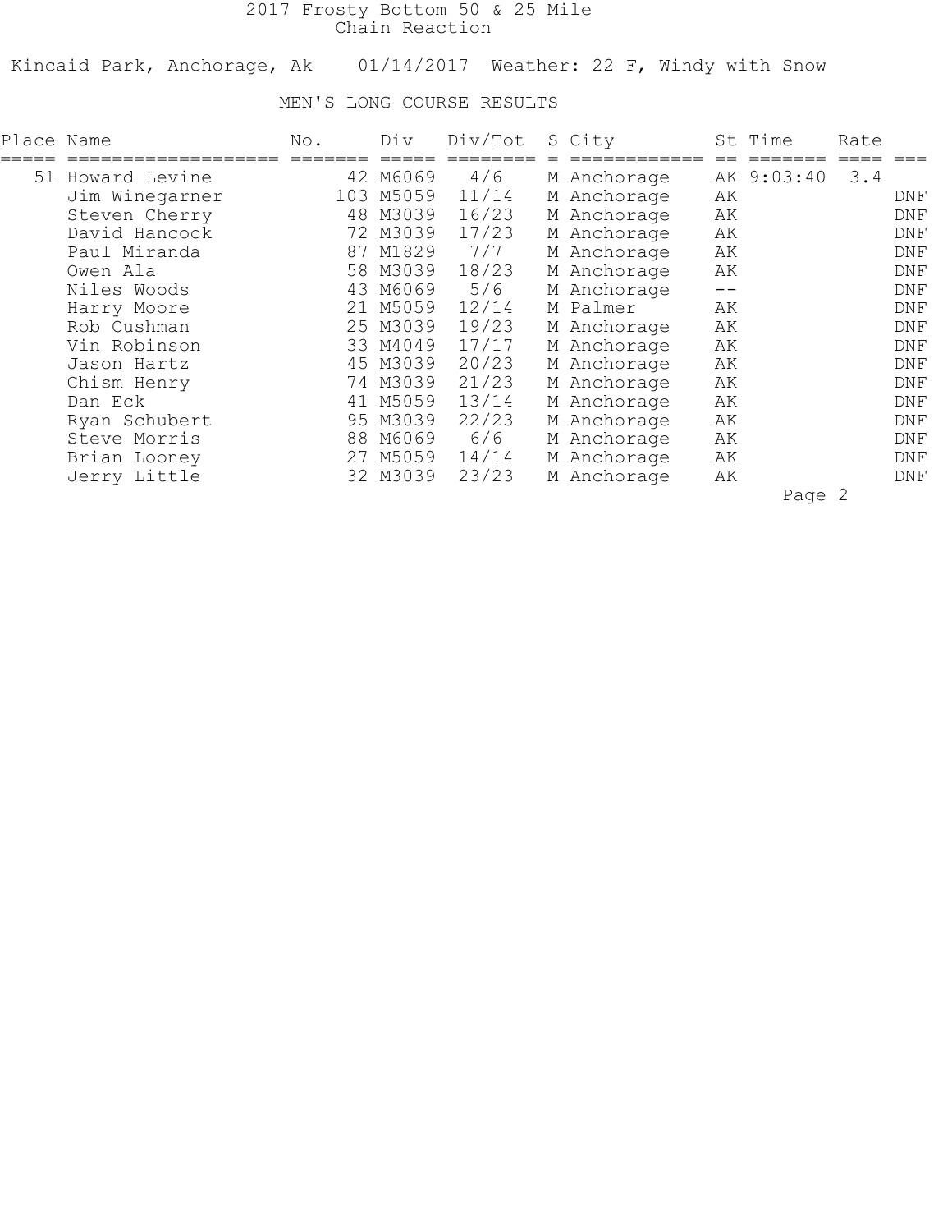2017 Frosty Bottom 50 & 25 Mile
Chain Reaction

Kincaid Park, Anchorage, Ak 01/14/2017 Weather: 22 F, Windy with Snow

## MEN'S LONG COURSE RESULTS

| Place | Name | No. | Div | Div/Tot | S | City | St | Time | Rate | |
|---|---|---|---|---|---|---|---|---|---|---|
| 51 | Howard Levine | 42 | M6069 | 4/6 | M | Anchorage | AK | 9:03:40 | 3.4 | |
| | Jim Winegarner | 103 | M5059 | 11/14 | M | Anchorage | AK | | | DNF |
| | Steven Cherry | 48 | M3039 | 16/23 | M | Anchorage | AK | | | DNF |
| | David Hancock | 72 | M3039 | 17/23 | M | Anchorage | AK | | | DNF |
| | Paul Miranda | 87 | M1829 | 7/7 | M | Anchorage | AK | | | DNF |
| | Owen Ala | 58 | M3039 | 18/23 | M | Anchorage | AK | | | DNF |
| | Niles Woods | 43 | M6069 | 5/6 | M | Anchorage | -- | | | DNF |
| | Harry Moore | 21 | M5059 | 12/14 | M | Palmer | AK | | | DNF |
| | Rob Cushman | 25 | M3039 | 19/23 | M | Anchorage | AK | | | DNF |
| | Vin Robinson | 33 | M4049 | 17/17 | M | Anchorage | AK | | | DNF |
| | Jason Hartz | 45 | M3039 | 20/23 | M | Anchorage | AK | | | DNF |
| | Chism Henry | 74 | M3039 | 21/23 | M | Anchorage | AK | | | DNF |
| | Dan Eck | 41 | M5059 | 13/14 | M | Anchorage | AK | | | DNF |
| | Ryan Schubert | 95 | M3039 | 22/23 | M | Anchorage | AK | | | DNF |
| | Steve Morris | 88 | M6069 | 6/6 | M | Anchorage | AK | | | DNF |
| | Brian Looney | 27 | M5059 | 14/14 | M | Anchorage | AK | | | DNF |
| | Jerry Little | 32 | M3039 | 23/23 | M | Anchorage | AK | | | DNF |